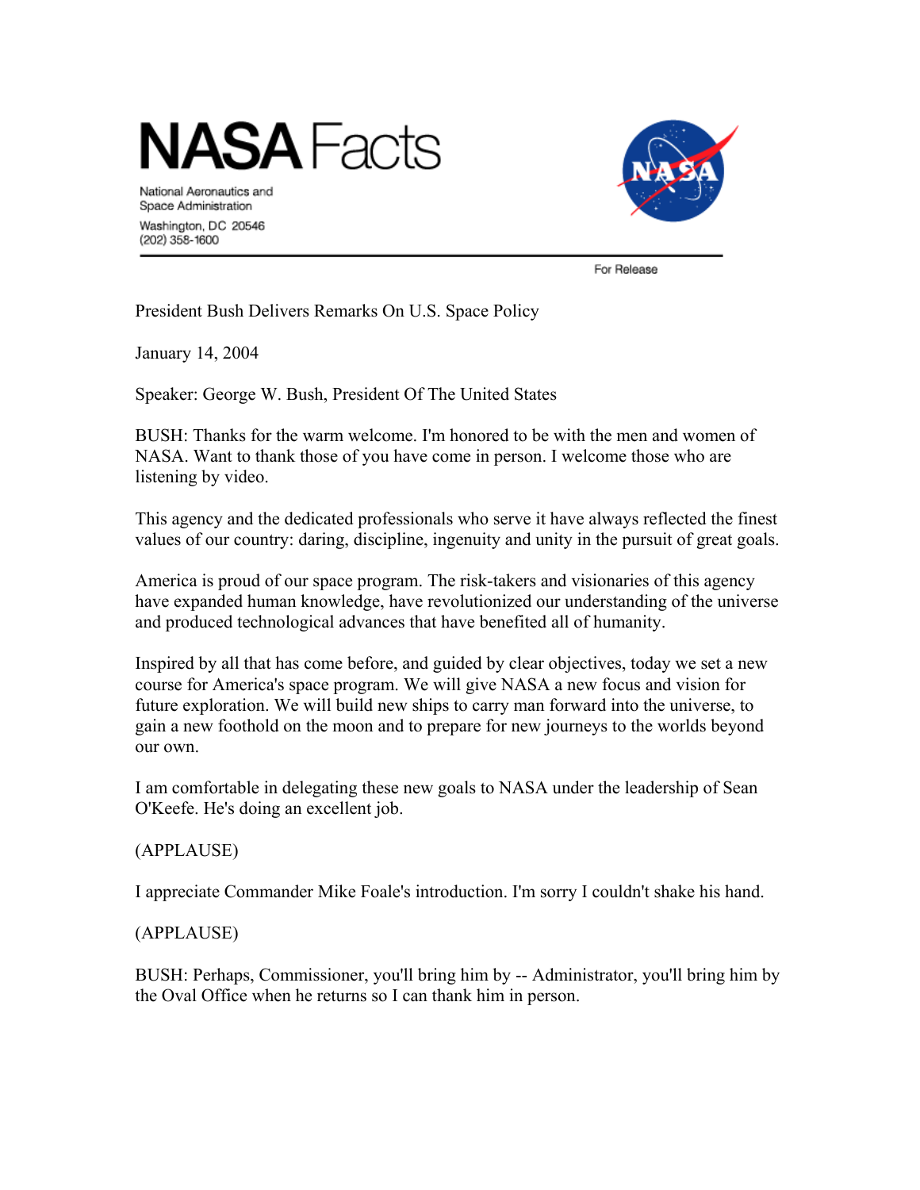# NASA Facts

National Aeronautics and Space Administration
Washington, DC 20546
(202) 358-1600

For Release

President Bush Delivers Remarks On U.S. Space Policy

January 14, 2004

Speaker: George W. Bush, President Of The United States

BUSH: Thanks for the warm welcome. I'm honored to be with the men and women of NASA. Want to thank those of you have come in person. I welcome those who are listening by video.

This agency and the dedicated professionals who serve it have always reflected the finest values of our country: daring, discipline, ingenuity and unity in the pursuit of great goals.

America is proud of our space program. The risk-takers and visionaries of this agency have expanded human knowledge, have revolutionized our understanding of the universe and produced technological advances that have benefited all of humanity.

Inspired by all that has come before, and guided by clear objectives, today we set a new course for America's space program. We will give NASA a new focus and vision for future exploration. We will build new ships to carry man forward into the universe, to gain a new foothold on the moon and to prepare for new journeys to the worlds beyond our own.

I am comfortable in delegating these new goals to NASA under the leadership of Sean O'Keefe. He's doing an excellent job.

(APPLAUSE)

I appreciate Commander Mike Foale's introduction. I'm sorry I couldn't shake his hand.

(APPLAUSE)

BUSH: Perhaps, Commissioner, you'll bring him by -- Administrator, you'll bring him by the Oval Office when he returns so I can thank him in person.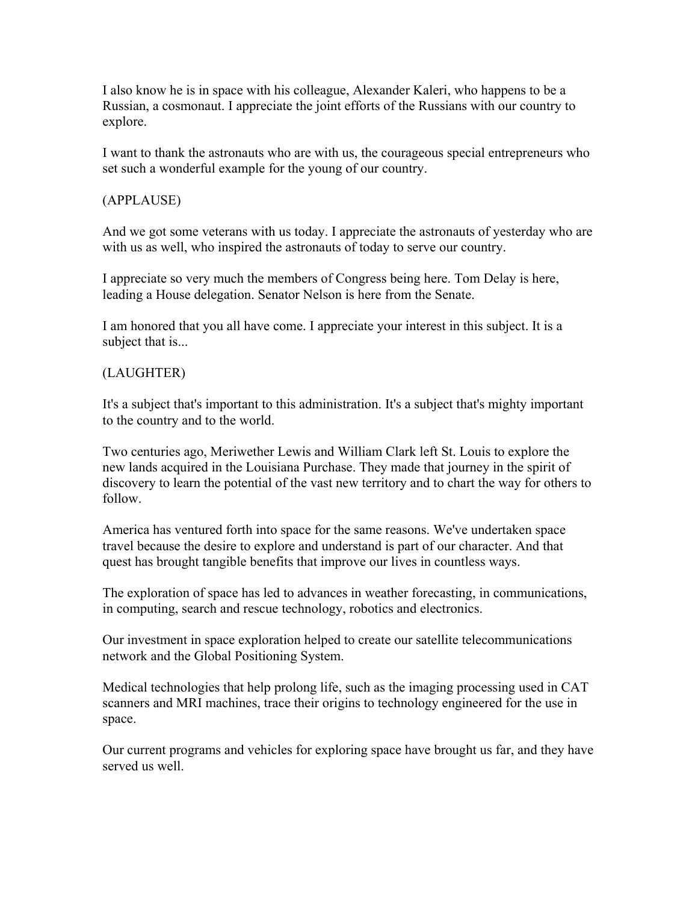I also know he is in space with his colleague, Alexander Kaleri, who happens to be a Russian, a cosmonaut. I appreciate the joint efforts of the Russians with our country to explore.

I want to thank the astronauts who are with us, the courageous special entrepreneurs who set such a wonderful example for the young of our country.

(APPLAUSE)

And we got some veterans with us today. I appreciate the astronauts of yesterday who are with us as well, who inspired the astronauts of today to serve our country.

I appreciate so very much the members of Congress being here. Tom Delay is here, leading a House delegation. Senator Nelson is here from the Senate.

I am honored that you all have come. I appreciate your interest in this subject. It is a subject that is...

(LAUGHTER)

It's a subject that's important to this administration. It's a subject that's mighty important to the country and to the world.

Two centuries ago, Meriwether Lewis and William Clark left St. Louis to explore the new lands acquired in the Louisiana Purchase. They made that journey in the spirit of discovery to learn the potential of the vast new territory and to chart the way for others to follow.

America has ventured forth into space for the same reasons. We've undertaken space travel because the desire to explore and understand is part of our character. And that quest has brought tangible benefits that improve our lives in countless ways.

The exploration of space has led to advances in weather forecasting, in communications, in computing, search and rescue technology, robotics and electronics.

Our investment in space exploration helped to create our satellite telecommunications network and the Global Positioning System.

Medical technologies that help prolong life, such as the imaging processing used in CAT scanners and MRI machines, trace their origins to technology engineered for the use in space.

Our current programs and vehicles for exploring space have brought us far, and they have served us well.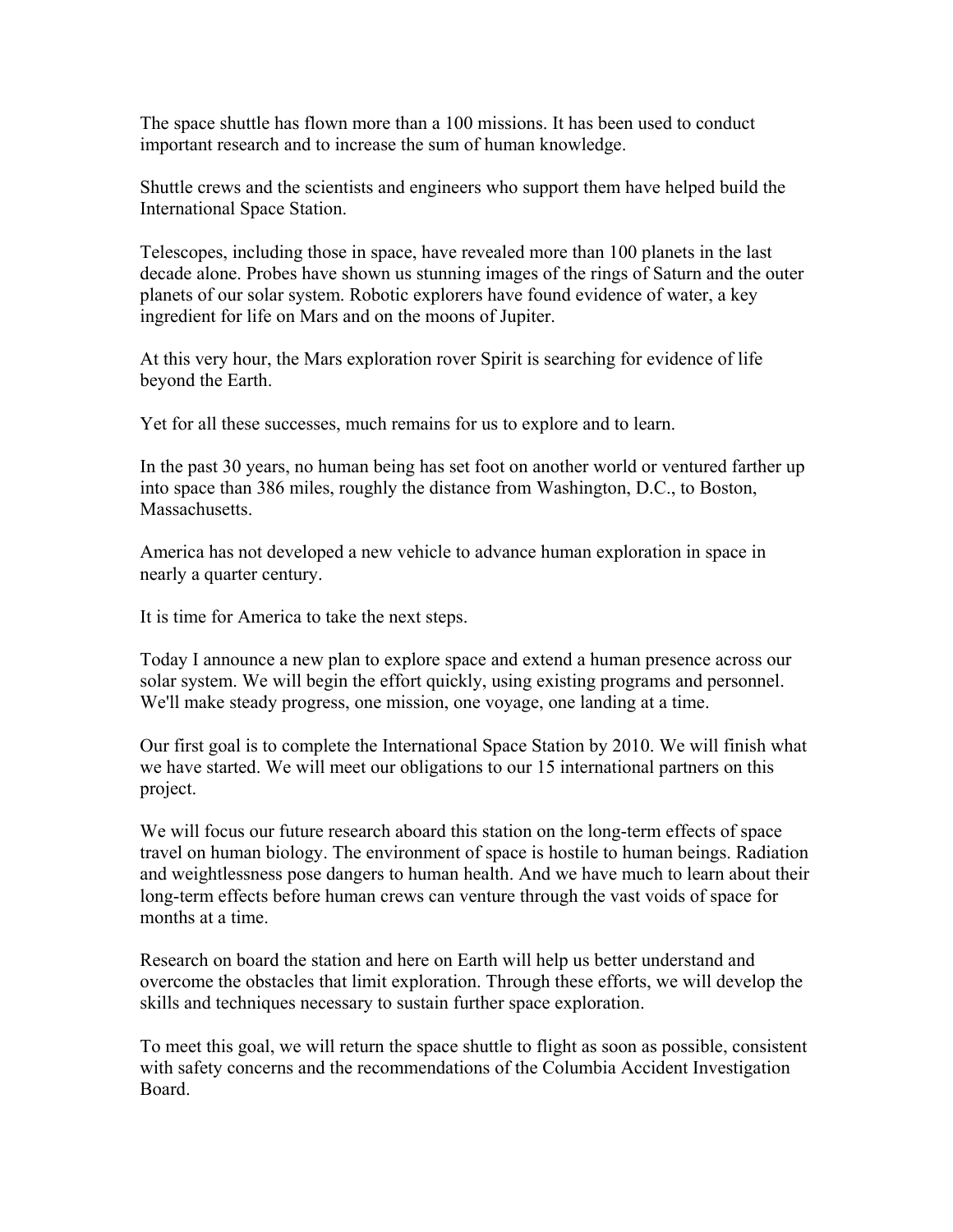The space shuttle has flown more than a 100 missions. It has been used to conduct important research and to increase the sum of human knowledge.

Shuttle crews and the scientists and engineers who support them have helped build the International Space Station.

Telescopes, including those in space, have revealed more than 100 planets in the last decade alone. Probes have shown us stunning images of the rings of Saturn and the outer planets of our solar system. Robotic explorers have found evidence of water, a key ingredient for life on Mars and on the moons of Jupiter.

At this very hour, the Mars exploration rover Spirit is searching for evidence of life beyond the Earth.

Yet for all these successes, much remains for us to explore and to learn.

In the past 30 years, no human being has set foot on another world or ventured farther up into space than 386 miles, roughly the distance from Washington, D.C., to Boston, Massachusetts.

America has not developed a new vehicle to advance human exploration in space in nearly a quarter century.

It is time for America to take the next steps.

Today I announce a new plan to explore space and extend a human presence across our solar system. We will begin the effort quickly, using existing programs and personnel. We'll make steady progress, one mission, one voyage, one landing at a time.

Our first goal is to complete the International Space Station by 2010. We will finish what we have started. We will meet our obligations to our 15 international partners on this project.

We will focus our future research aboard this station on the long-term effects of space travel on human biology. The environment of space is hostile to human beings. Radiation and weightlessness pose dangers to human health. And we have much to learn about their long-term effects before human crews can venture through the vast voids of space for months at a time.

Research on board the station and here on Earth will help us better understand and overcome the obstacles that limit exploration. Through these efforts, we will develop the skills and techniques necessary to sustain further space exploration.

To meet this goal, we will return the space shuttle to flight as soon as possible, consistent with safety concerns and the recommendations of the Columbia Accident Investigation Board.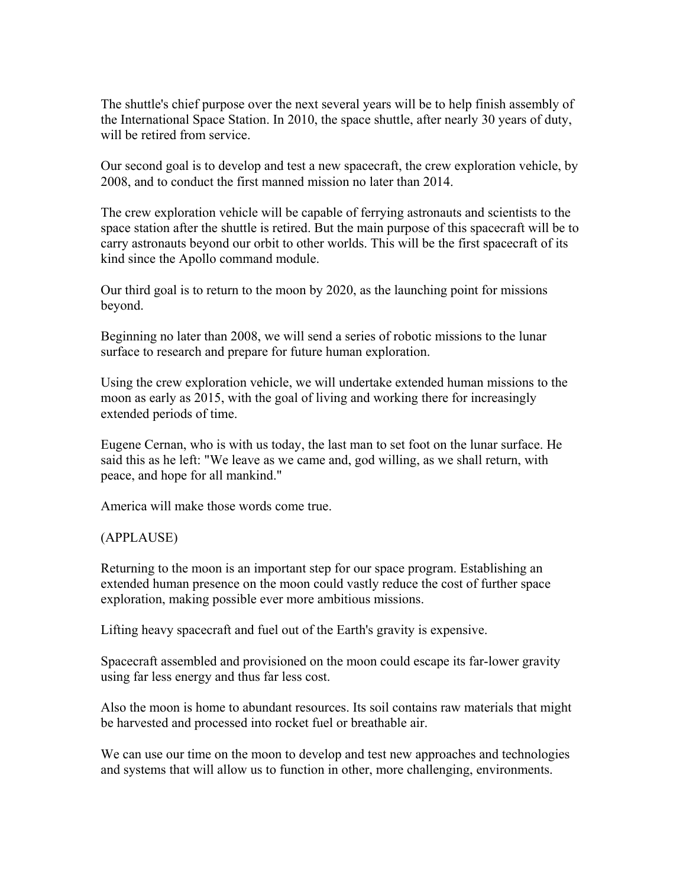The shuttle's chief purpose over the next several years will be to help finish assembly of the International Space Station. In 2010, the space shuttle, after nearly 30 years of duty, will be retired from service.

Our second goal is to develop and test a new spacecraft, the crew exploration vehicle, by 2008, and to conduct the first manned mission no later than 2014.

The crew exploration vehicle will be capable of ferrying astronauts and scientists to the space station after the shuttle is retired. But the main purpose of this spacecraft will be to carry astronauts beyond our orbit to other worlds. This will be the first spacecraft of its kind since the Apollo command module.

Our third goal is to return to the moon by 2020, as the launching point for missions beyond.

Beginning no later than 2008, we will send a series of robotic missions to the lunar surface to research and prepare for future human exploration.

Using the crew exploration vehicle, we will undertake extended human missions to the moon as early as 2015, with the goal of living and working there for increasingly extended periods of time.

Eugene Cernan, who is with us today, the last man to set foot on the lunar surface. He said this as he left: "We leave as we came and, god willing, as we shall return, with peace, and hope for all mankind."

America will make those words come true.

(APPLAUSE)

Returning to the moon is an important step for our space program. Establishing an extended human presence on the moon could vastly reduce the cost of further space exploration, making possible ever more ambitious missions.

Lifting heavy spacecraft and fuel out of the Earth's gravity is expensive.

Spacecraft assembled and provisioned on the moon could escape its far-lower gravity using far less energy and thus far less cost.

Also the moon is home to abundant resources. Its soil contains raw materials that might be harvested and processed into rocket fuel or breathable air.

We can use our time on the moon to develop and test new approaches and technologies and systems that will allow us to function in other, more challenging, environments.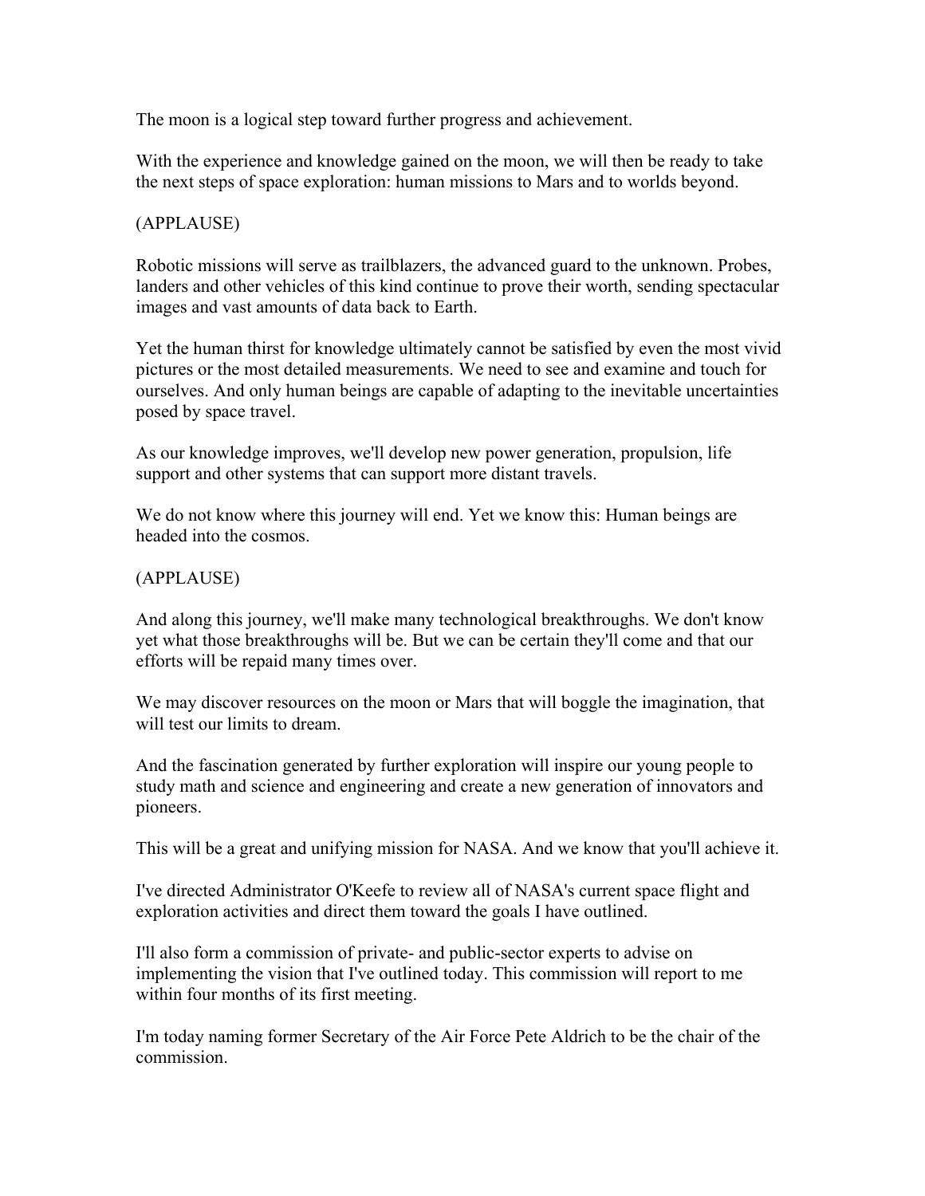The moon is a logical step toward further progress and achievement.

With the experience and knowledge gained on the moon, we will then be ready to take the next steps of space exploration: human missions to Mars and to worlds beyond.

(APPLAUSE)

Robotic missions will serve as trailblazers, the advanced guard to the unknown. Probes, landers and other vehicles of this kind continue to prove their worth, sending spectacular images and vast amounts of data back to Earth.

Yet the human thirst for knowledge ultimately cannot be satisfied by even the most vivid pictures or the most detailed measurements. We need to see and examine and touch for ourselves. And only human beings are capable of adapting to the inevitable uncertainties posed by space travel.

As our knowledge improves, we'll develop new power generation, propulsion, life support and other systems that can support more distant travels.

We do not know where this journey will end. Yet we know this: Human beings are headed into the cosmos.

(APPLAUSE)

And along this journey, we'll make many technological breakthroughs. We don't know yet what those breakthroughs will be. But we can be certain they'll come and that our efforts will be repaid many times over.

We may discover resources on the moon or Mars that will boggle the imagination, that will test our limits to dream.

And the fascination generated by further exploration will inspire our young people to study math and science and engineering and create a new generation of innovators and pioneers.

This will be a great and unifying mission for NASA. And we know that you'll achieve it.

I've directed Administrator O'Keefe to review all of NASA's current space flight and exploration activities and direct them toward the goals I have outlined.

I'll also form a commission of private- and public-sector experts to advise on implementing the vision that I've outlined today. This commission will report to me within four months of its first meeting.

I'm today naming former Secretary of the Air Force Pete Aldrich to be the chair of the commission.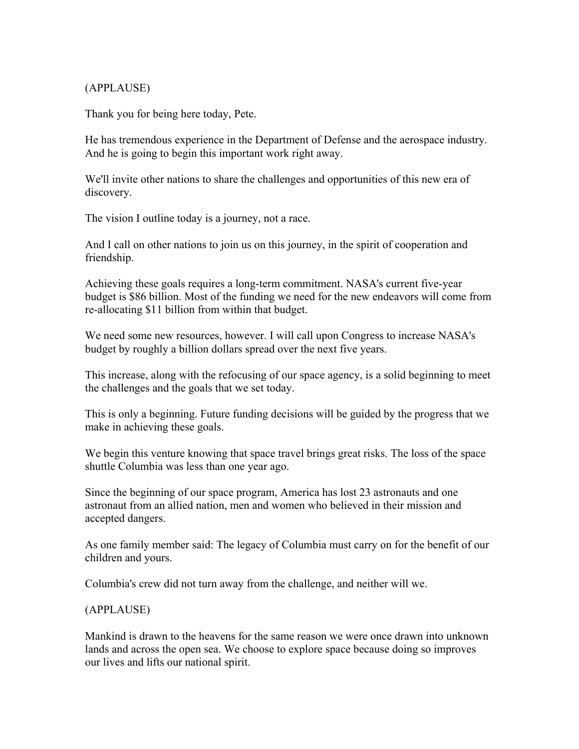(APPLAUSE)

Thank you for being here today, Pete.

He has tremendous experience in the Department of Defense and the aerospace industry. And he is going to begin this important work right away.

We'll invite other nations to share the challenges and opportunities of this new era of discovery.

The vision I outline today is a journey, not a race.

And I call on other nations to join us on this journey, in the spirit of cooperation and friendship.

Achieving these goals requires a long-term commitment. NASA's current five-year budget is $86 billion. Most of the funding we need for the new endeavors will come from re-allocating $11 billion from within that budget.

We need some new resources, however. I will call upon Congress to increase NASA's budget by roughly a billion dollars spread over the next five years.

This increase, along with the refocusing of our space agency, is a solid beginning to meet the challenges and the goals that we set today.

This is only a beginning. Future funding decisions will be guided by the progress that we make in achieving these goals.

We begin this venture knowing that space travel brings great risks. The loss of the space shuttle Columbia was less than one year ago.

Since the beginning of our space program, America has lost 23 astronauts and one astronaut from an allied nation, men and women who believed in their mission and accepted dangers.

As one family member said: The legacy of Columbia must carry on for the benefit of our children and yours.

Columbia's crew did not turn away from the challenge, and neither will we.

(APPLAUSE)

Mankind is drawn to the heavens for the same reason we were once drawn into unknown lands and across the open sea. We choose to explore space because doing so improves our lives and lifts our national spirit.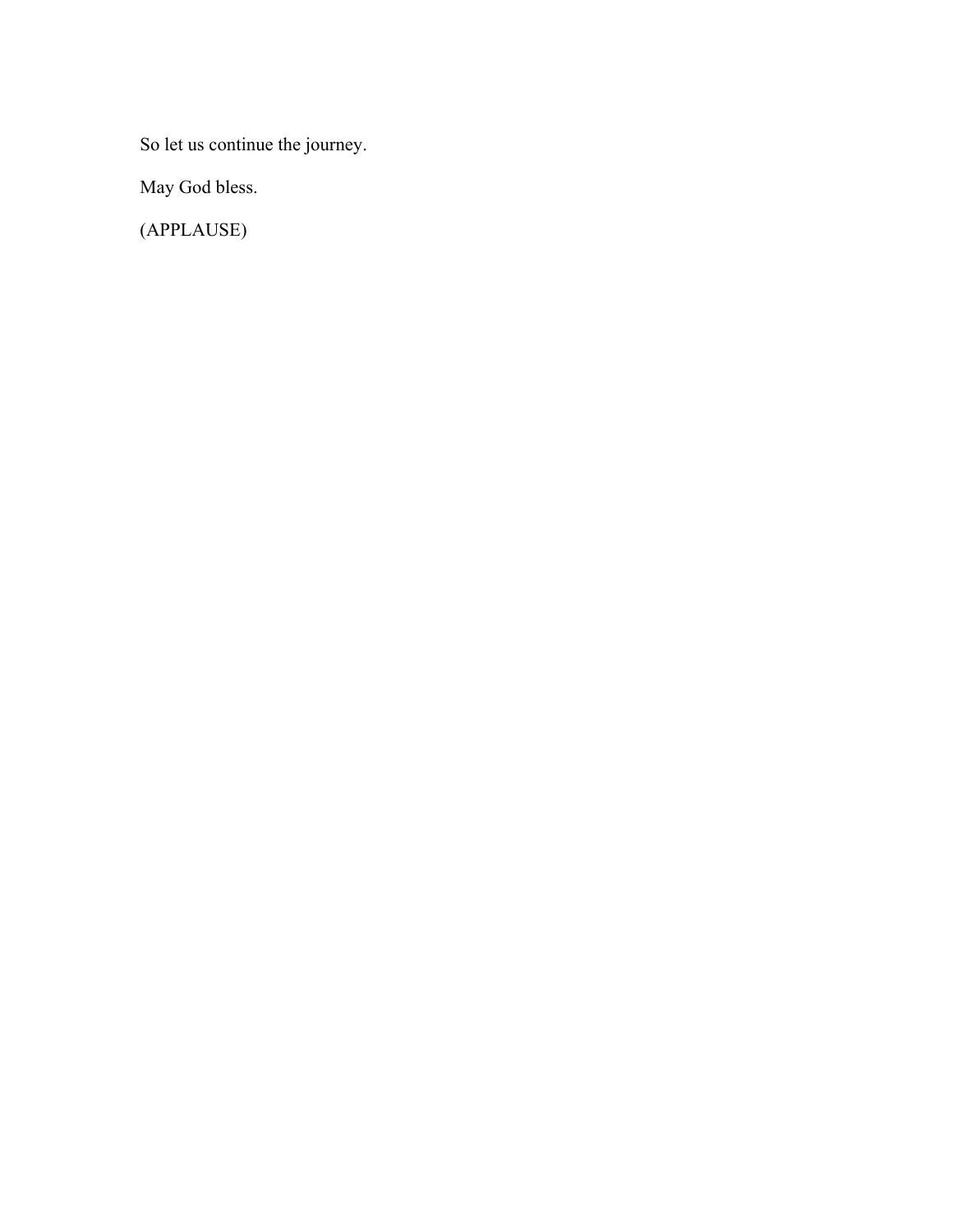So let us continue the journey.

May God bless.

(APPLAUSE)